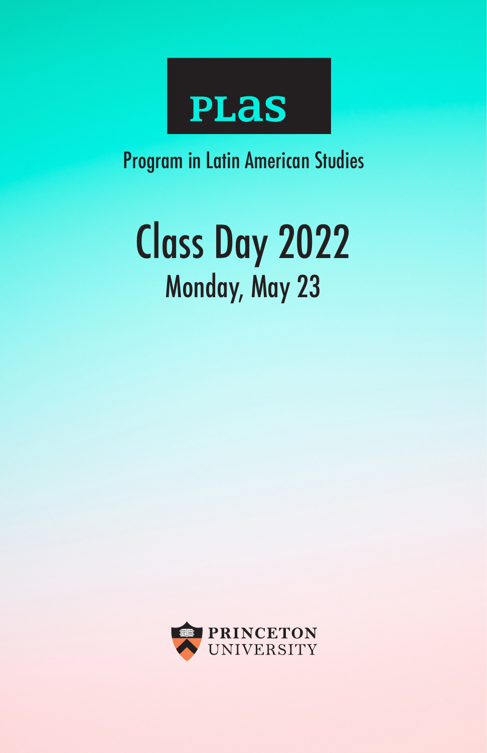PLAS

Program in Latin American Studies

# Class Day 2022

## Monday, May 23

PRINCETON UNIVERSITY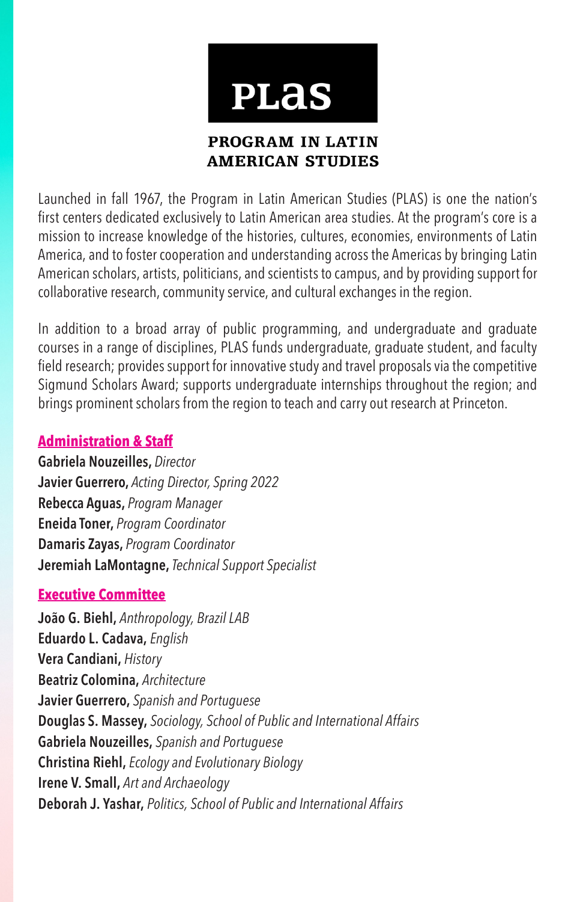# PLas

**PROGRAM IN LATIN AMERICAN STUDIES**

Launched in fall 1967, the Program in Latin American Studies (PLAS) is one the nation's first centers dedicated exclusively to Latin American area studies. At the program's core is a mission to increase knowledge of the histories, cultures, economies, environments of Latin America, and to foster cooperation and understanding across the Americas by bringing Latin American scholars, artists, politicians, and scientists to campus, and by providing support for collaborative research, community service, and cultural exchanges in the region.

In addition to a broad array of public programming, and undergraduate and graduate courses in a range of disciplines, PLAS funds undergraduate, graduate student, and faculty field research; provides support for innovative study and travel proposals via the competitive Sigmund Scholars Award; supports undergraduate internships throughout the region; and brings prominent scholars from the region to teach and carry out research at Princeton.

## Administration & Staff

**Gabriela Nouzeilles,** *Director*
**Javier Guerrero,** *Acting Director, Spring 2022*
**Rebecca Aguas,** *Program Manager*
**Eneida Toner,** *Program Coordinator*
**Damaris Zayas,** *Program Coordinator*
**Jeremiah LaMontagne,** *Technical Support Specialist*

## Executive Committee

**João G. Biehl,** *Anthropology, Brazil LAB*
**Eduardo L. Cadava,** *English*
**Vera Candiani,** *History*
**Beatriz Colomina,** *Architecture*
**Javier Guerrero,** *Spanish and Portuguese*
**Douglas S. Massey,** *Sociology, School of Public and International Affairs*
**Gabriela Nouzeilles,** *Spanish and Portuguese*
**Christina Riehl,** *Ecology and Evolutionary Biology*
**Irene V. Small,** *Art and Archaeology*
**Deborah J. Yashar,** *Politics, School of Public and International Affairs*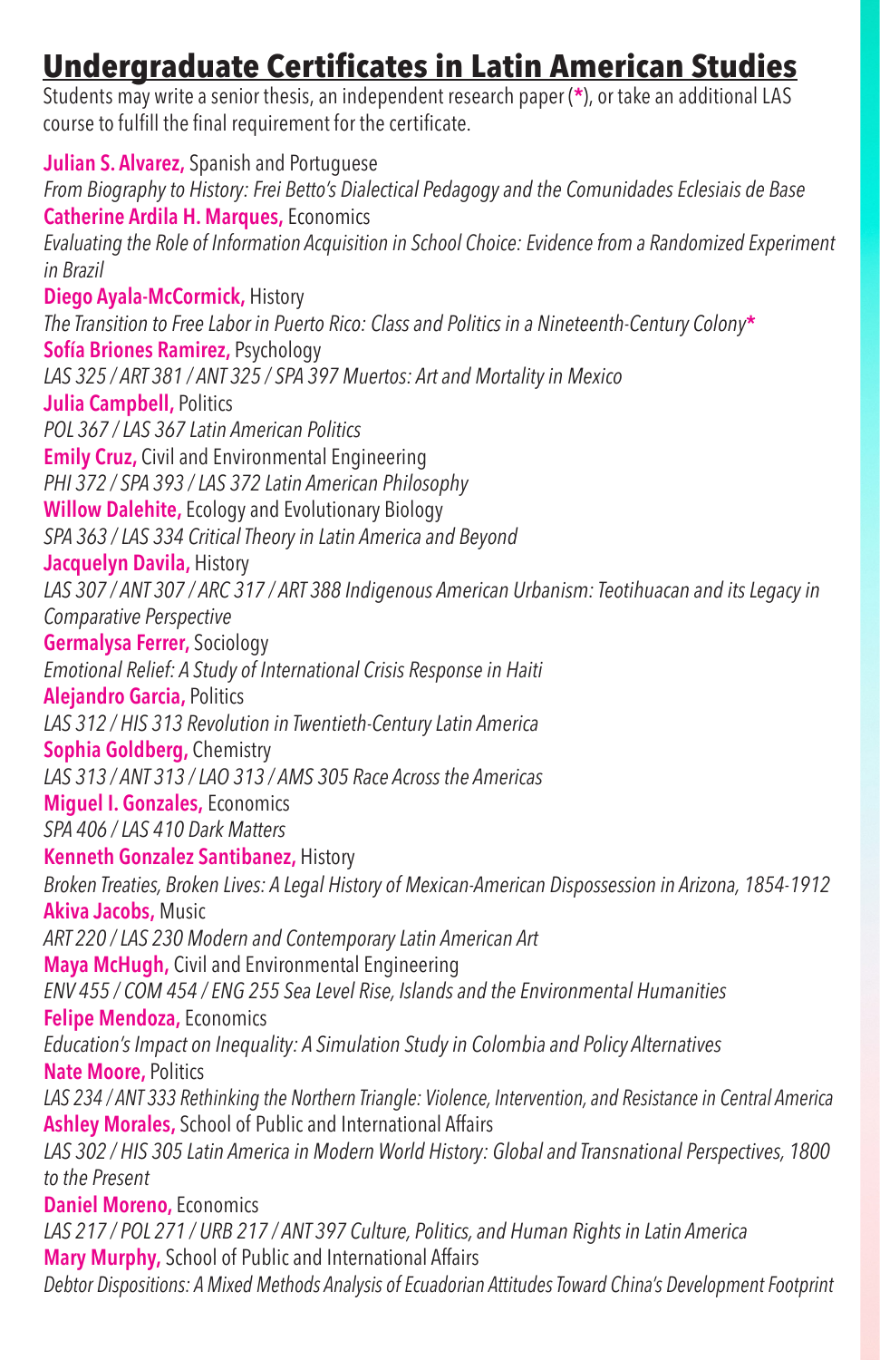## Undergraduate Certificates in Latin American Studies

Students may write a senior thesis, an independent research paper (*), or take an additional LAS course to fulfill the final requirement for the certificate.

**Julian S. Alvarez,** Spanish and Portuguese
*From Biography to History: Frei Betto's Dialectical Pedagogy and the Comunidades Eclesiais de Base*

**Catherine Ardila H. Marques,** Economics
*Evaluating the Role of Information Acquisition in School Choice: Evidence from a Randomized Experiment in Brazil*

**Diego Ayala-McCormick,** History
*The Transition to Free Labor in Puerto Rico: Class and Politics in a Nineteenth-Century Colony**

**Sofía Briones Ramirez,** Psychology
*LAS 325 / ART 381 / ANT 325 / SPA 397 Muertos: Art and Mortality in Mexico*

**Julia Campbell,** Politics
*POL 367 / LAS 367 Latin American Politics*

**Emily Cruz,** Civil and Environmental Engineering
*PHI 372 / SPA 393 / LAS 372 Latin American Philosophy*

**Willow Dalehite,** Ecology and Evolutionary Biology
*SPA 363 / LAS 334 Critical Theory in Latin America and Beyond*

**Jacquelyn Davila,** History
*LAS 307 / ANT 307 / ARC 317 / ART 388 Indigenous American Urbanism: Teotihuacan and its Legacy in Comparative Perspective*

**Germalysa Ferrer,** Sociology
*Emotional Relief: A Study of International Crisis Response in Haiti*

**Alejandro Garcia,** Politics
*LAS 312 / HIS 313 Revolution in Twentieth-Century Latin America*

**Sophia Goldberg,** Chemistry
*LAS 313 / ANT 313 / LAO 313 / AMS 305 Race Across the Americas*

**Miguel I. Gonzales,** Economics
*SPA 406 / LAS 410 Dark Matters*

**Kenneth Gonzalez Santibanez,** History
*Broken Treaties, Broken Lives: A Legal History of Mexican-American Dispossession in Arizona, 1854-1912*

**Akiva Jacobs,** Music
*ART 220 / LAS 230 Modern and Contemporary Latin American Art*

**Maya McHugh,** Civil and Environmental Engineering
*ENV 455 / COM 454 / ENG 255 Sea Level Rise, Islands and the Environmental Humanities*

**Felipe Mendoza,** Economics
*Education's Impact on Inequality: A Simulation Study in Colombia and Policy Alternatives*

**Nate Moore,** Politics
*LAS 234 / ANT 333 Rethinking the Northern Triangle: Violence, Intervention, and Resistance in Central America*

**Ashley Morales,** School of Public and International Affairs
*LAS 302 / HIS 305 Latin America in Modern World History: Global and Transnational Perspectives, 1800 to the Present*

**Daniel Moreno,** Economics
*LAS 217 / POL 271 / URB 217 / ANT 397 Culture, Politics, and Human Rights in Latin America*

**Mary Murphy,** School of Public and International Affairs
*Debtor Dispositions: A Mixed Methods Analysis of Ecuadorian Attitudes Toward China's Development Footprint*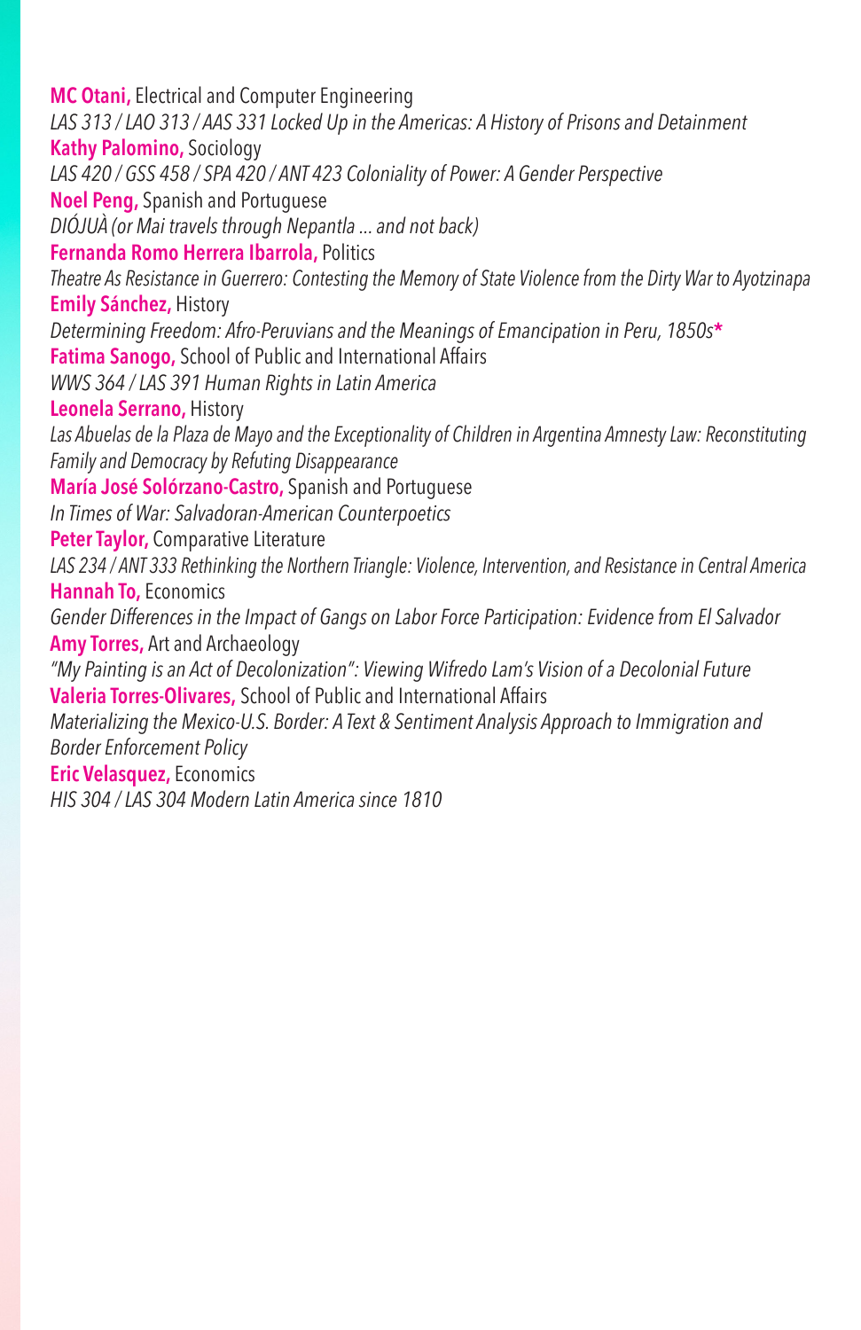**MC Otani,** Electrical and Computer Engineering
*LAS 313 / LAO 313 / AAS 331 Locked Up in the Americas: A History of Prisons and Detainment*

**Kathy Palomino,** Sociology
*LAS 420 / GSS 458 / SPA 420 / ANT 423 Coloniality of Power: A Gender Perspective*

**Noel Peng,** Spanish and Portuguese
*DIÓJUÀ (or Mai travels through Nepantla ... and not back)*

**Fernanda Romo Herrera Ibarrola,** Politics
*Theatre As Resistance in Guerrero: Contesting the Memory of State Violence from the Dirty War to Ayotzinapa*

**Emily Sánchez,** History
*Determining Freedom: Afro-Peruvians and the Meanings of Emancipation in Peru, 1850s*\*

**Fatima Sanogo,** School of Public and International Affairs
*WWS 364 / LAS 391 Human Rights in Latin America*

**Leonela Serrano,** History
*Las Abuelas de la Plaza de Mayo and the Exceptionality of Children in Argentina Amnesty Law: Reconstituting Family and Democracy by Refuting Disappearance*

**María José Solórzano-Castro,** Spanish and Portuguese
*In Times of War: Salvadoran-American Counterpoetics*

**Peter Taylor,** Comparative Literature
*LAS 234 / ANT 333 Rethinking the Northern Triangle: Violence, Intervention, and Resistance in Central America*

**Hannah To,** Economics
*Gender Differences in the Impact of Gangs on Labor Force Participation: Evidence from El Salvador*

**Amy Torres,** Art and Archaeology
*"My Painting is an Act of Decolonization": Viewing Wifredo Lam's Vision of a Decolonial Future*

**Valeria Torres-Olivares,** School of Public and International Affairs
*Materializing the Mexico-U.S. Border: A Text & Sentiment Analysis Approach to Immigration and Border Enforcement Policy*

**Eric Velasquez,** Economics
*HIS 304 / LAS 304 Modern Latin America since 1810*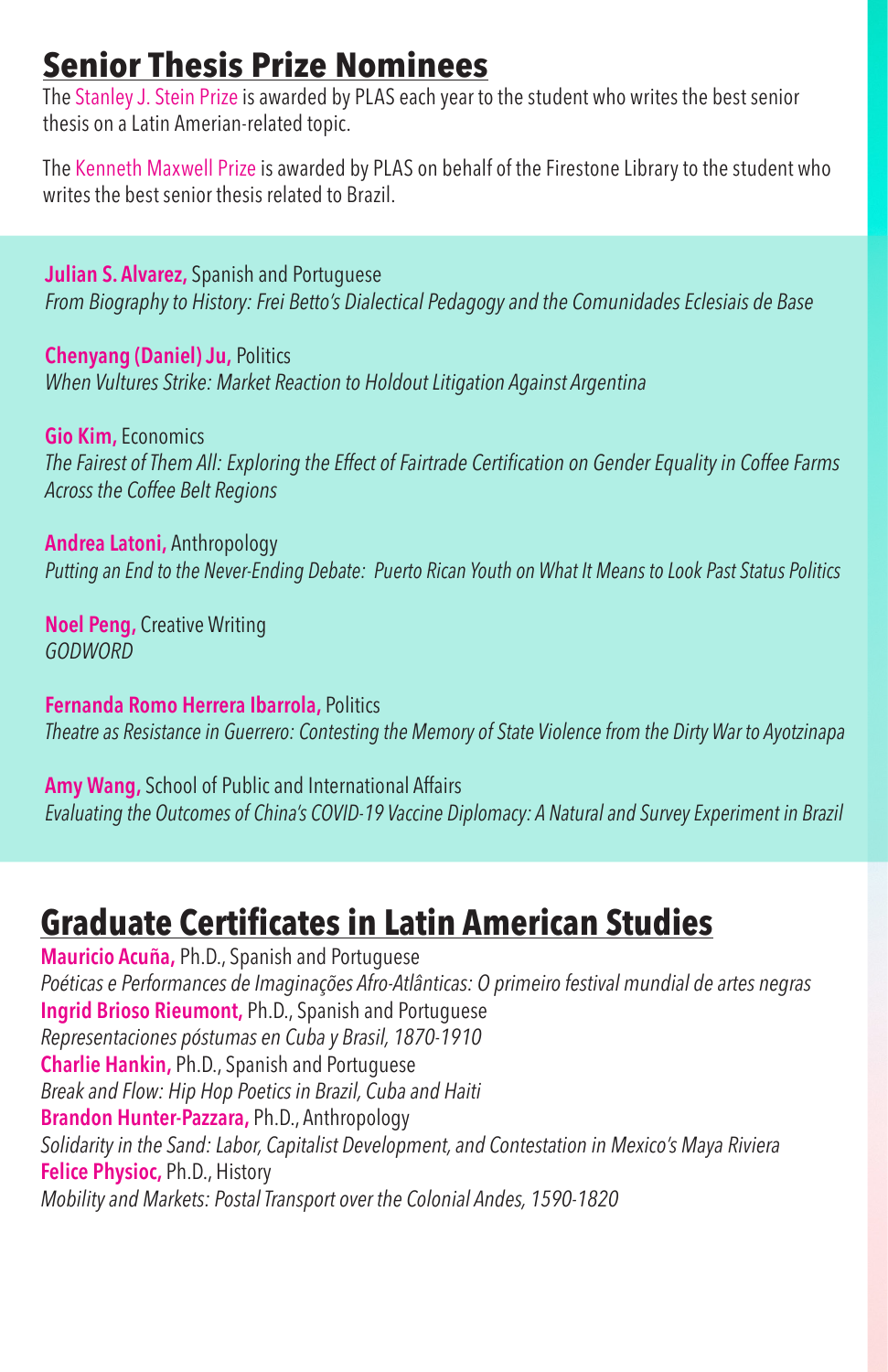## Senior Thesis Prize Nominees

The Stanley J. Stein Prize is awarded by PLAS each year to the student who writes the best senior thesis on a Latin Amerian-related topic.

The Kenneth Maxwell Prize is awarded by PLAS on behalf of the Firestone Library to the student who writes the best senior thesis related to Brazil.

**Julian S. Alvarez,** Spanish and Portuguese
*From Biography to History: Frei Betto's Dialectical Pedagogy and the Comunidades Eclesiais de Base*

**Chenyang (Daniel) Ju,** Politics
*When Vultures Strike: Market Reaction to Holdout Litigation Against Argentina*

**Gio Kim,** Economics
*The Fairest of Them All: Exploring the Effect of Fairtrade Certification on Gender Equality in Coffee Farms Across the Coffee Belt Regions*

**Andrea Latoni,** Anthropology
*Putting an End to the Never-Ending Debate: Puerto Rican Youth on What It Means to Look Past Status Politics*

**Noel Peng,** Creative Writing
*GODWORD*

**Fernanda Romo Herrera Ibarrola,** Politics
*Theatre as Resistance in Guerrero: Contesting the Memory of State Violence from the Dirty War to Ayotzinapa*

**Amy Wang,** School of Public and International Affairs
*Evaluating the Outcomes of China's COVID-19 Vaccine Diplomacy: A Natural and Survey Experiment in Brazil*

## Graduate Certificates in Latin American Studies

**Mauricio Acuña,** Ph.D., Spanish and Portuguese
*Poéticas e Performances de Imaginações Afro-Atlânticas: O primeiro festival mundial de artes negras*

**Ingrid Brioso Rieumont,** Ph.D., Spanish and Portuguese
*Representaciones póstumas en Cuba y Brasil, 1870-1910*

**Charlie Hankin,** Ph.D., Spanish and Portuguese
*Break and Flow: Hip Hop Poetics in Brazil, Cuba and Haiti*

**Brandon Hunter-Pazzara,** Ph.D., Anthropology
*Solidarity in the Sand: Labor, Capitalist Development, and Contestation in Mexico's Maya Riviera*

**Felice Physioc,** Ph.D., History
*Mobility and Markets: Postal Transport over the Colonial Andes, 1590-1820*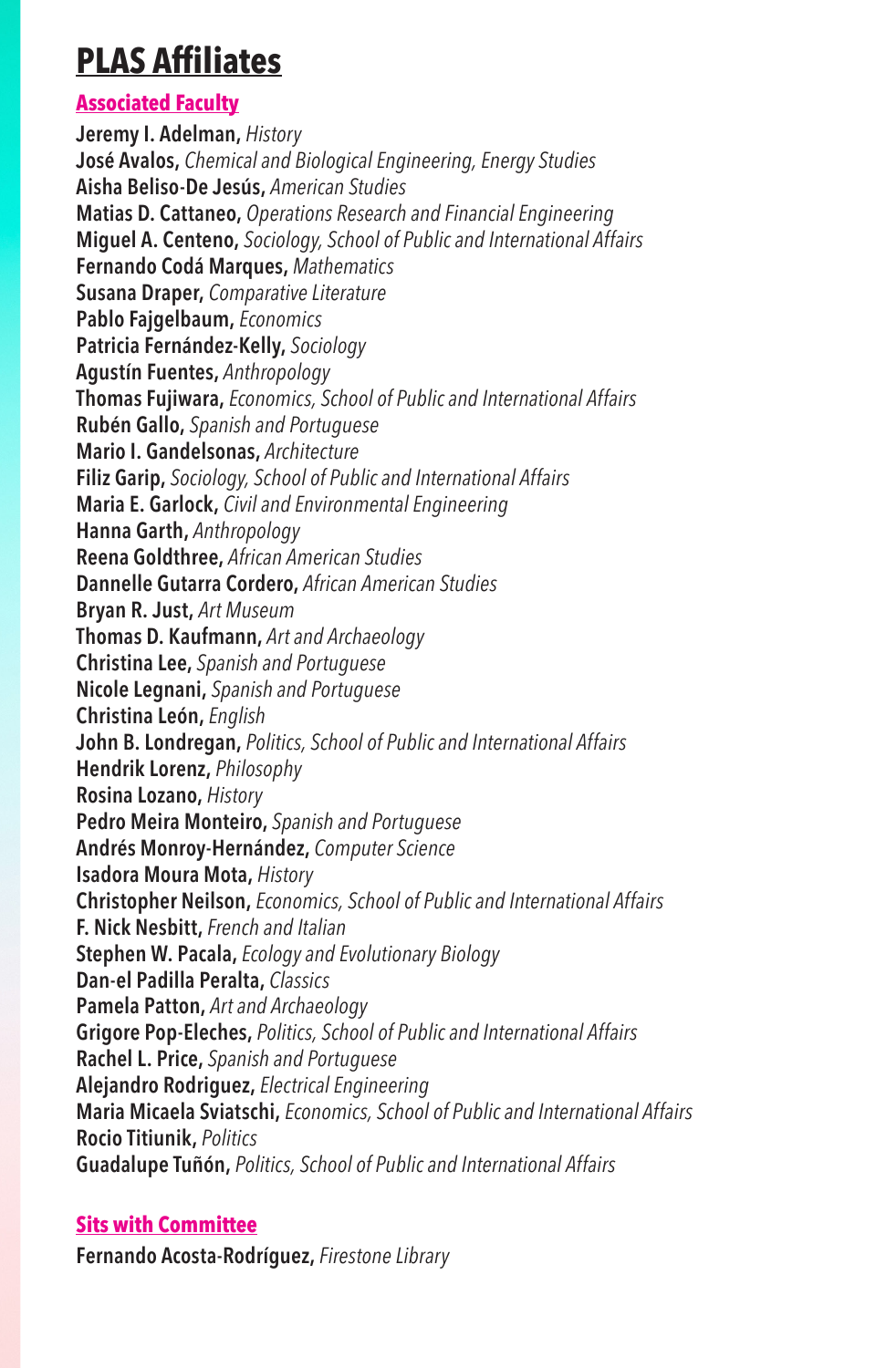# PLAS Affiliates

## Associated Faculty

**Jeremy I. Adelman,** *History*
**José Avalos,** *Chemical and Biological Engineering, Energy Studies*
**Aisha Beliso-De Jesús,** *American Studies*
**Matias D. Cattaneo,** *Operations Research and Financial Engineering*
**Miguel A. Centeno,** *Sociology, School of Public and International Affairs*
**Fernando Codá Marques,** *Mathematics*
**Susana Draper,** *Comparative Literature*
**Pablo Fajgelbaum,** *Economics*
**Patricia Fernández-Kelly,** *Sociology*
**Agustín Fuentes,** *Anthropology*
**Thomas Fujiwara,** *Economics, School of Public and International Affairs*
**Rubén Gallo,** *Spanish and Portuguese*
**Mario I. Gandelsonas,** *Architecture*
**Filiz Garip,** *Sociology, School of Public and International Affairs*
**Maria E. Garlock,** *Civil and Environmental Engineering*
**Hanna Garth,** *Anthropology*
**Reena Goldthree,** *African American Studies*
**Dannelle Gutarra Cordero,** *African American Studies*
**Bryan R. Just,** *Art Museum*
**Thomas D. Kaufmann,** *Art and Archaeology*
**Christina Lee,** *Spanish and Portuguese*
**Nicole Legnani,** *Spanish and Portuguese*
**Christina León,** *English*
**John B. Londregan,** *Politics, School of Public and International Affairs*
**Hendrik Lorenz,** *Philosophy*
**Rosina Lozano,** *History*
**Pedro Meira Monteiro,** *Spanish and Portuguese*
**Andrés Monroy-Hernández,** *Computer Science*
**Isadora Moura Mota,** *History*
**Christopher Neilson,** *Economics, School of Public and International Affairs*
**F. Nick Nesbitt,** *French and Italian*
**Stephen W. Pacala,** *Ecology and Evolutionary Biology*
**Dan-el Padilla Peralta,** *Classics*
**Pamela Patton,** *Art and Archaeology*
**Grigore Pop-Eleches,** *Politics, School of Public and International Affairs*
**Rachel L. Price,** *Spanish and Portuguese*
**Alejandro Rodriguez,** *Electrical Engineering*
**Maria Micaela Sviatschi,** *Economics, School of Public and International Affairs*
**Rocio Titiunik,** *Politics*
**Guadalupe Tuñón,** *Politics, School of Public and International Affairs*

## Sits with Committee

**Fernando Acosta-Rodríguez,** *Firestone Library*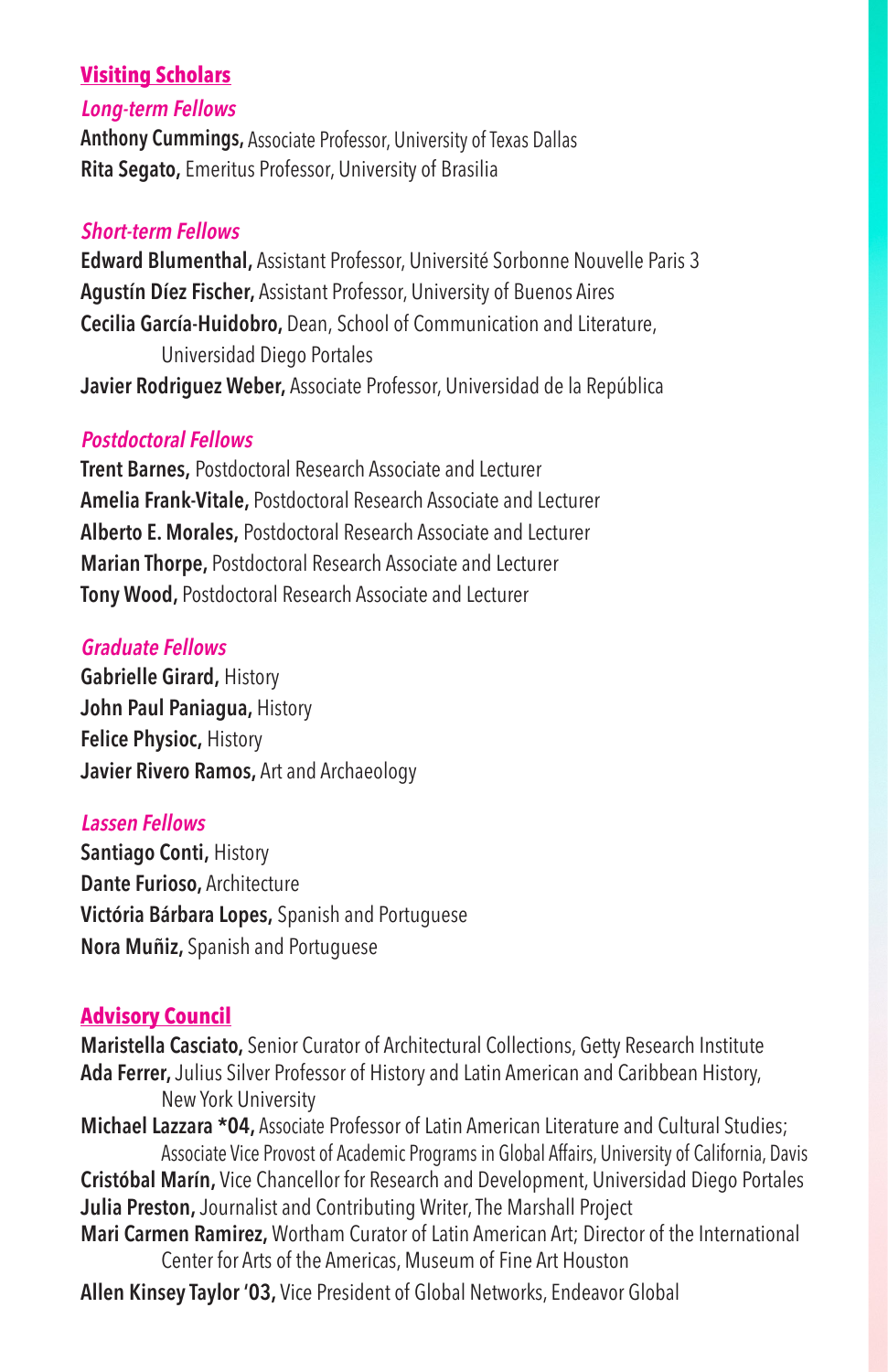## Visiting Scholars

### *Long-term Fellows*

**Anthony Cummings,** Associate Professor, University of Texas Dallas
**Rita Segato,** Emeritus Professor, University of Brasilia

### *Short-term Fellows*

**Edward Blumenthal,** Assistant Professor, Université Sorbonne Nouvelle Paris 3
**Agustín Díez Fischer,** Assistant Professor, University of Buenos Aires
**Cecilia García-Huidobro,** Dean, School of Communication and Literature, Universidad Diego Portales
**Javier Rodriguez Weber,** Associate Professor, Universidad de la República

### *Postdoctoral Fellows*

**Trent Barnes,** Postdoctoral Research Associate and Lecturer
**Amelia Frank-Vitale,** Postdoctoral Research Associate and Lecturer
**Alberto E. Morales,** Postdoctoral Research Associate and Lecturer
**Marian Thorpe,** Postdoctoral Research Associate and Lecturer
**Tony Wood,** Postdoctoral Research Associate and Lecturer

### *Graduate Fellows*

**Gabrielle Girard,** History
**John Paul Paniagua,** History
**Felice Physioc,** History
**Javier Rivero Ramos,** Art and Archaeology

### *Lassen Fellows*

**Santiago Conti,** History
**Dante Furioso,** Architecture
**Victória Bárbara Lopes,** Spanish and Portuguese
**Nora Muñiz,** Spanish and Portuguese

## Advisory Council

**Maristella Casciato,** Senior Curator of Architectural Collections, Getty Research Institute
**Ada Ferrer,** Julius Silver Professor of History and Latin American and Caribbean History, New York University
**Michael Lazzara *04,** Associate Professor of Latin American Literature and Cultural Studies; Associate Vice Provost of Academic Programs in Global Affairs, University of California, Davis
**Cristóbal Marín,** Vice Chancellor for Research and Development, Universidad Diego Portales
**Julia Preston,** Journalist and Contributing Writer, The Marshall Project
**Mari Carmen Ramirez,** Wortham Curator of Latin American Art; Director of the International Center for Arts of the Americas, Museum of Fine Art Houston
**Allen Kinsey Taylor '03,** Vice President of Global Networks, Endeavor Global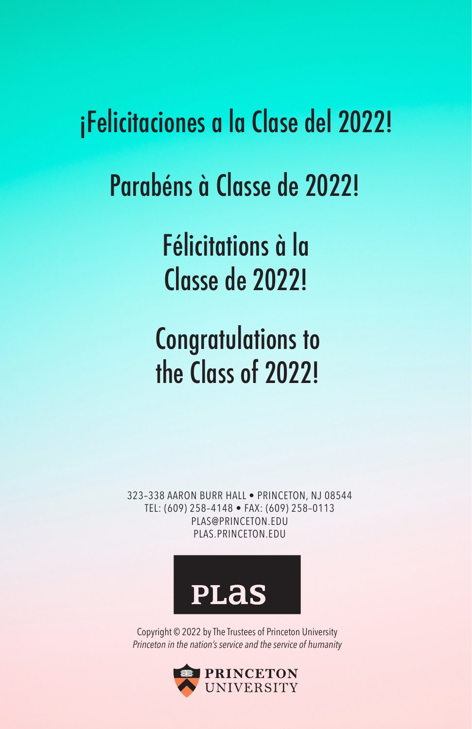# ¡Felicitaciones a la Clase del 2022!

# Parabéns à Classe de 2022!

# Félicitations à la Classe de 2022!

# Congratulations to the Class of 2022!

323–338 AARON BURR HALL • PRINCETON, NJ 08544
TEL: (609) 258–4148 • FAX: (609) 258–0113
PLAS@PRINCETON.EDU
PLAS.PRINCETON.EDU

PLAS

Copyright © 2022 by The Trustees of Princeton University
*Princeton in the nation's service and the service of humanity*

PRINCETON UNIVERSITY